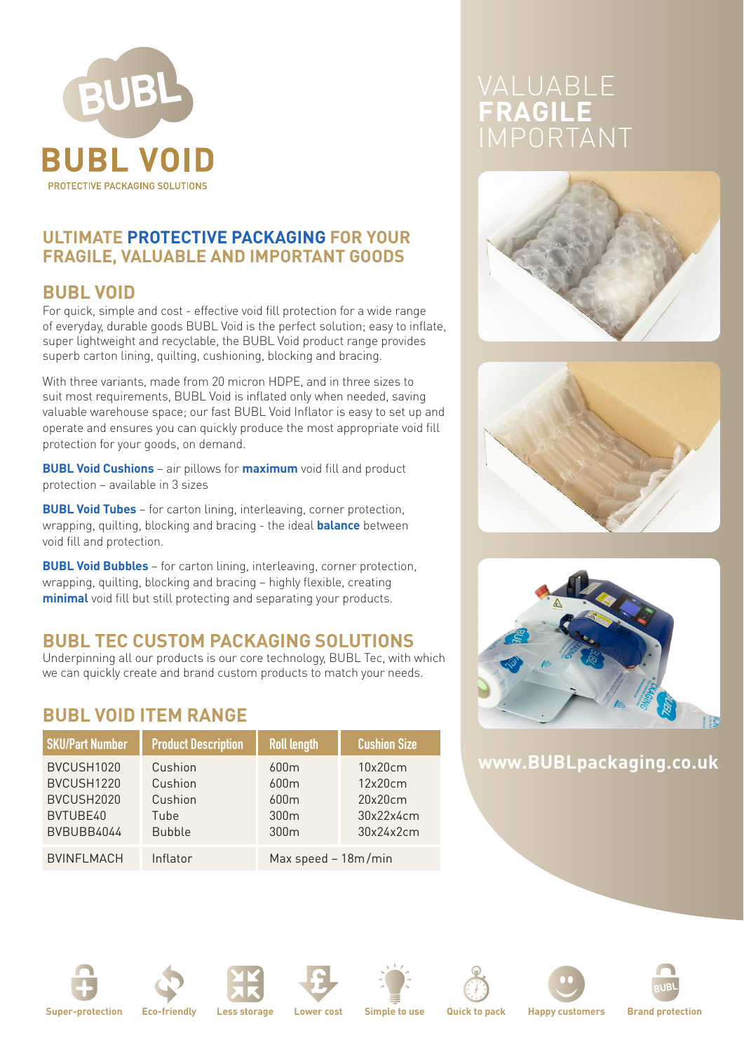# BUBL VOID

PROTECTIVE PACKAGING SOLUTIONS

VALUABLE
**FRAGILE**
IMPORTANT

## ULTIMATE PROTECTIVE PACKAGING FOR YOUR FRAGILE, VALUABLE AND IMPORTANT GOODS

## BUBL VOID

For quick, simple and cost - effective void fill protection for a wide range of everyday, durable goods BUBL Void is the perfect solution; easy to inflate, super lightweight and recyclable, the BUBL Void product range provides superb carton lining, quilting, cushioning, blocking and bracing.

With three variants, made from 20 micron HDPE, and in three sizes to suit most requirements, BUBL Void is inflated only when needed, saving valuable warehouse space; our fast BUBL Void Inflator is easy to set up and operate and ensures you can quickly produce the most appropriate void fill protection for your goods, on demand.

**BUBL Void Cushions** – air pillows for **maximum** void fill and product protection – available in 3 sizes

**BUBL Void Tubes** – for carton lining, interleaving, corner protection, wrapping, quilting, blocking and bracing - the ideal **balance** between void fill and protection.

**BUBL Void Bubbles** – for carton lining, interleaving, corner protection, wrapping, quilting, blocking and bracing – highly flexible, creating **minimal** void fill but still protecting and separating your products.

## BUBL TEC CUSTOM PACKAGING SOLUTIONS

Underpinning all our products is our core technology, BUBL Tec, with which we can quickly create and brand custom products to match your needs.

## BUBL VOID ITEM RANGE

| SKU/Part Number | Product Description | Roll length | Cushion Size |
|---|---|---|---|
| BVCUSH1020 | Cushion | 600m | 10x20cm |
| BVCUSH1220 | Cushion | 600m | 12x20cm |
| BVCUSH2020 | Cushion | 600m | 20x20cm |
| BVTUBE40 | Tube | 300m | 30x22x4cm |
| BVBUBB4044 | Bubble | 300m | 30x24x2cm |
| BVINFLMACH | Inflator | Max speed – 18m/min | |

www.BUBLpackaging.co.uk

Super-protection · Eco-friendly · Less storage · Lower cost · Simple to use · Quick to pack · Happy customers · Brand protection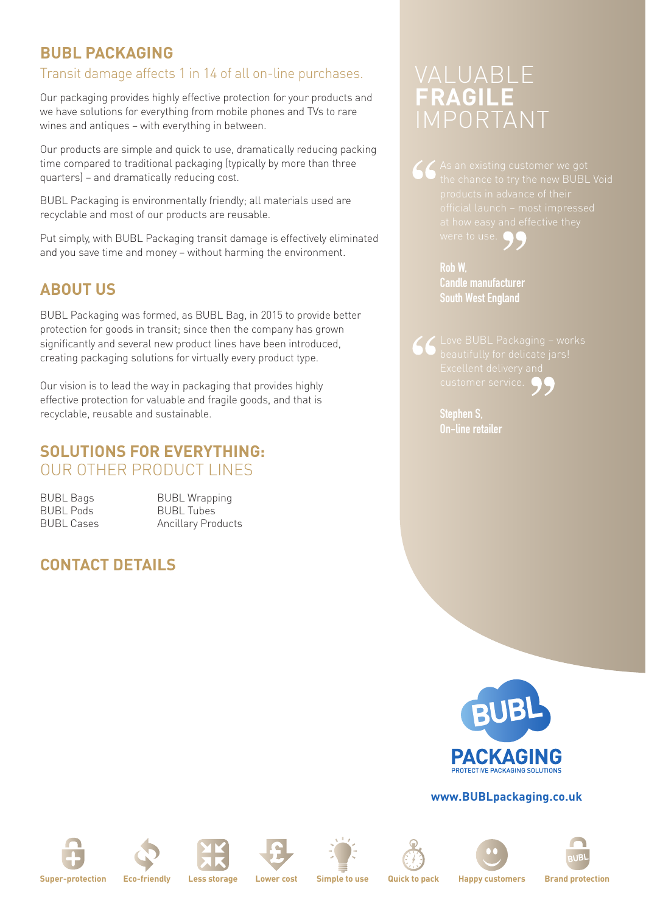## BUBL PACKAGING

Transit damage affects 1 in 14 of all on-line purchases.

Our packaging provides highly effective protection for your products and we have solutions for everything from mobile phones and TVs to rare wines and antiques – with everything in between.

Our products are simple and quick to use, dramatically reducing packing time compared to traditional packaging (typically by more than three quarters) – and dramatically reducing cost.

BUBL Packaging is environmentally friendly; all materials used are recyclable and most of our products are reusable.

Put simply, with BUBL Packaging transit damage is effectively eliminated and you save time and money – without harming the environment.

## ABOUT US

BUBL Packaging was formed, as BUBL Bag, in 2015 to provide better protection for goods in transit; since then the company has grown significantly and several new product lines have been introduced, creating packaging solutions for virtually every product type.

Our vision is to lead the way in packaging that provides highly effective protection for valuable and fragile goods, and that is recyclable, reusable and sustainable.

## SOLUTIONS FOR EVERYTHING: OUR OTHER PRODUCT LINES

- BUBL Bags
- BUBL Pods
- BUBL Cases
- BUBL Wrapping
- BUBL Tubes
- Ancillary Products

## CONTACT DETAILS

# VALUABLE **FRAGILE** IMPORTANT

"As an existing customer we got the chance to try the new BUBL Void products in advance of their official launch – most impressed at how easy and effective they were to use."

**Rob W.**
**Candle manufacturer**
**South West England**

"Love BUBL Packaging – works beautifully for delicate jars! Excellent delivery and customer service."

**Stephen S.**
**On-line retailer**

BUBL PACKAGING
PROTECTIVE PACKAGING SOLUTIONS

**www.BUBLpackaging.co.uk**

Super-protection | Eco-friendly | Less storage | Lower cost | Simple to use | Quick to pack | Happy customers | Brand protection